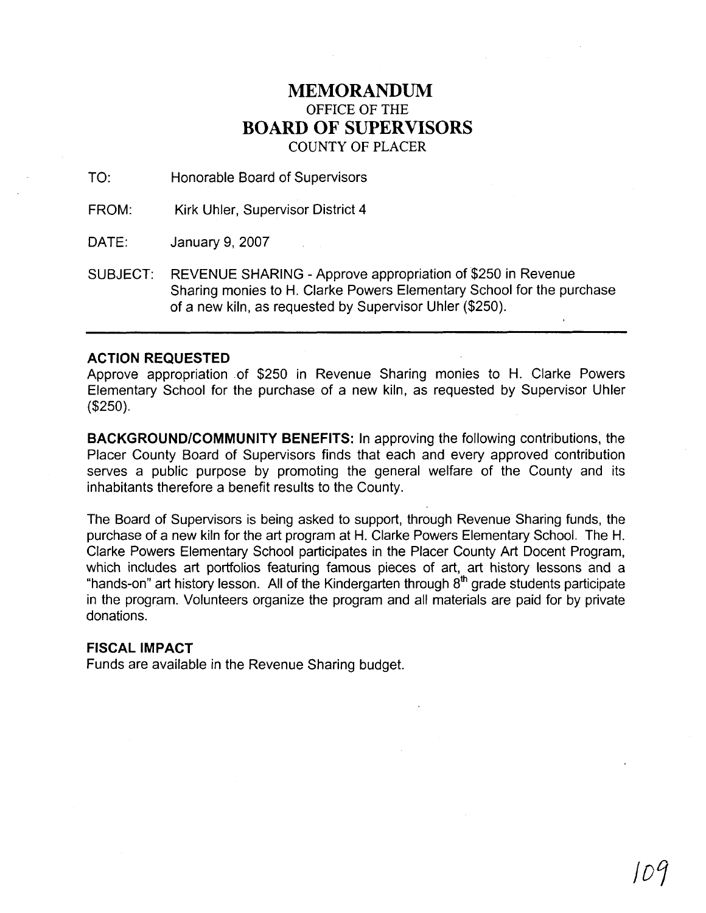# MEMORANDUM
## OFFICE OF THE
# BOARD OF SUPERVISORS
## COUNTY OF PLACER

TO: Honorable Board of Supervisors

FROM: Kirk Uhler, Supervisor District 4

DATE: January 9, 2007

SUBJECT: REVENUE SHARING - Approve appropriation of $250 in Revenue Sharing monies to H. Clarke Powers Elementary School for the purchase of a new kiln, as requested by Supervisor Uhler ($250).

---

**ACTION REQUESTED**

Approve appropriation of $250 in Revenue Sharing monies to H. Clarke Powers Elementary School for the purchase of a new kiln, as requested by Supervisor Uhler ($250).

**BACKGROUND/COMMUNITY BENEFITS:** In approving the following contributions, the Placer County Board of Supervisors finds that each and every approved contribution serves a public purpose by promoting the general welfare of the County and its inhabitants therefore a benefit results to the County.

The Board of Supervisors is being asked to support, through Revenue Sharing funds, the purchase of a new kiln for the art program at H. Clarke Powers Elementary School. The H. Clarke Powers Elementary School participates in the Placer County Art Docent Program, which includes art portfolios featuring famous pieces of art, art history lessons and a "hands-on" art history lesson. All of the Kindergarten through 8th grade students participate in the program. Volunteers organize the program and all materials are paid for by private donations.

**FISCAL IMPACT**

Funds are available in the Revenue Sharing budget.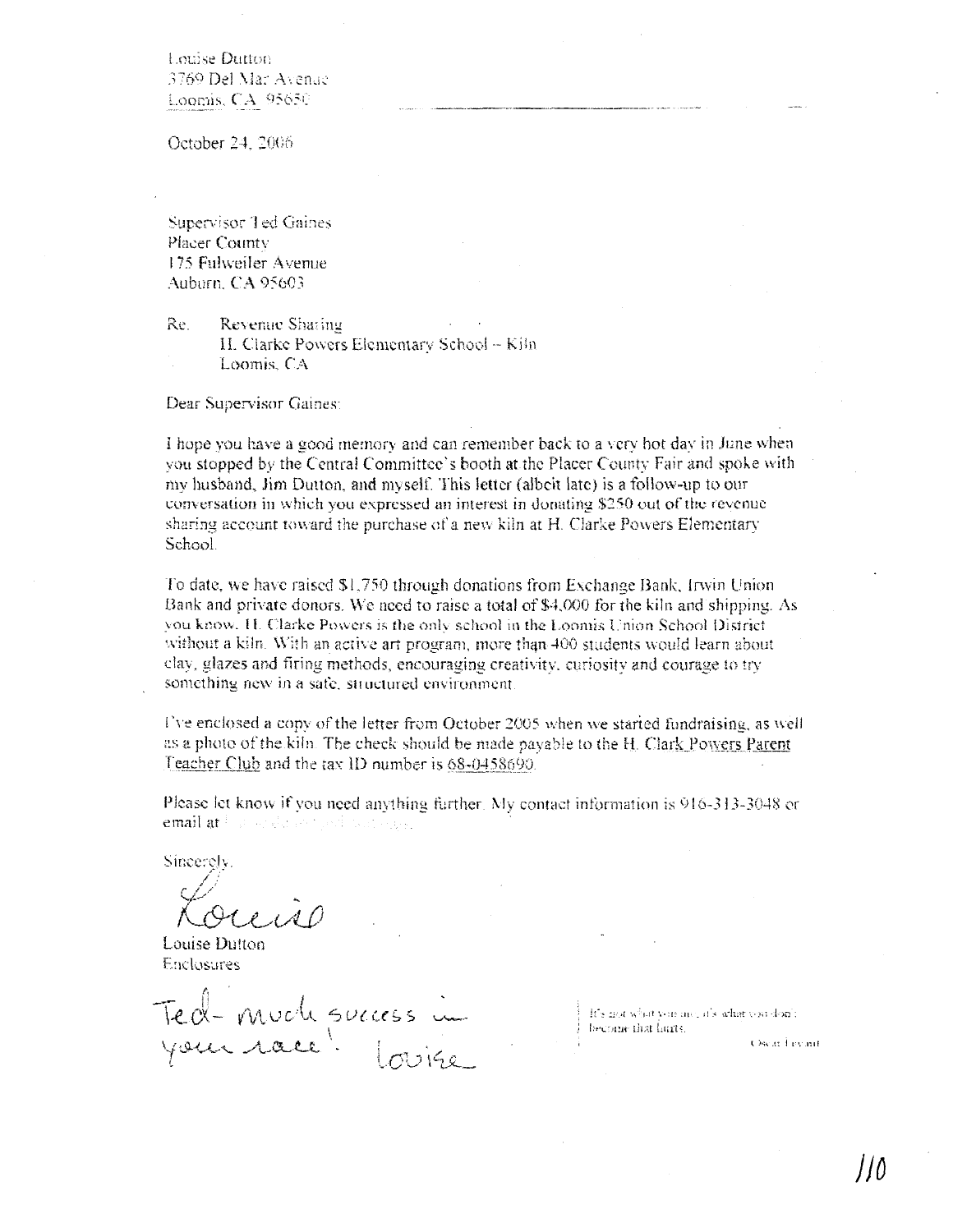Louise Dutton
3769 Del Mar Avenue
Loomis, CA 95650

October 24, 2006

Supervisor Ted Gaines
Placer County
175 Fulweiler Avenue
Auburn, CA 95603

Re. Revenue Sharing
H. Clarke Powers Elementary School -- Kiln
Loomis, CA

Dear Supervisor Gaines:

I hope you have a good memory and can remember back to a very hot day in June when you stopped by the Central Committee's booth at the Placer County Fair and spoke with my husband, Jim Dutton, and myself. This letter (albeit late) is a follow-up to our conversation in which you expressed an interest in donating $250 out of the revenue sharing account toward the purchase of a new kiln at H. Clarke Powers Elementary School.

To date, we have raised $1,750 through donations from Exchange Bank, Irwin Union Bank and private donors. We need to raise a total of $4,000 for the kiln and shipping. As you know, H. Clarke Powers is the only school in the Loomis Union School District without a kiln. With an active art program, more than 400 students would learn about clay, glazes and firing methods, encouraging creativity, curiosity and courage to try something new in a safe, structured environment.

I've enclosed a copy of the letter from October 2005 when we started fundraising, as well as a photo of the kiln. The check should be made payable to the H. Clark Powers Parent Teacher Club and the tax ID number is 68-0458690.

Please let know if you need anything further. My contact information is 916-313-3048 or email at

Sincerely,

Louise

Louise Dutton
Enclosures

Ted- much success in your race! Louise

It's not what you are, it's what you don't become that hurts.

Oscar Levant